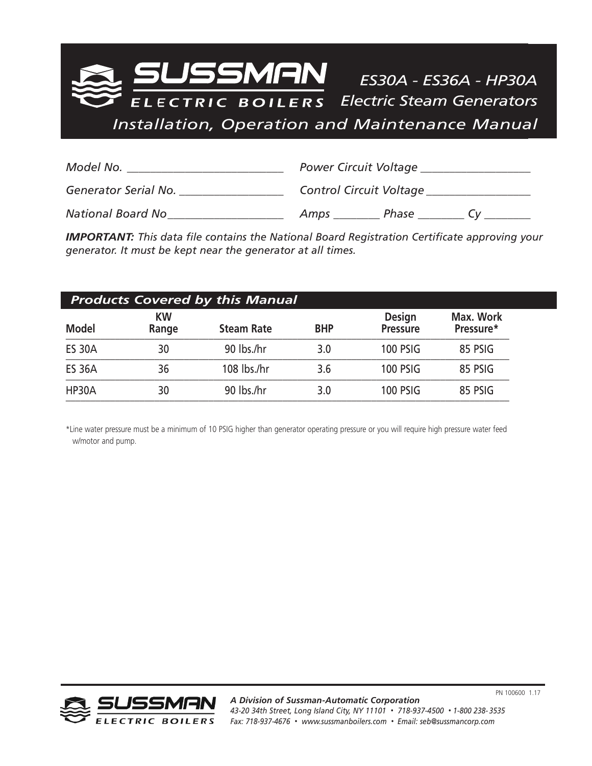# SUSSMAN ELECTRIC BOILERS

## *ES30A - ES36A - HP30A Electric Steam Generators*

## *Installation, Operation and Maintenance Manual*

*Model No.* ___________________________ *Power Circuit Voltage* ___________________

*Generator Serial No.* __________________ *Control Circuit Voltage* __________________

*National Board No*____________________ *Amps* ________ *Phase* ________ *Cy* ________

***IMPORTANT:*** *This data file contains the National Board Registration Certificate approving your generator. It must be kept near the generator at all times.*

### *Products Covered by this Manual*

| Model | KW Range | Steam Rate | BHP | Design Pressure | Max. Work Pressure* |
|---|---|---|---|---|---|
| ES 30A | 30 | 90 lbs./hr | 3.0 | 100 PSIG | 85 PSIG |
| ES 36A | 36 | 108 lbs./hr | 3.6 | 100 PSIG | 85 PSIG |
| HP30A | 30 | 90 lbs./hr | 3.0 | 100 PSIG | 85 PSIG |

*Line water pressure must be a minimum of 10 PSIG higher than generator operating pressure or you will require high pressure water feed w/motor and pump.

PN 100600 1.17

*A Division of Sussman-Automatic Corporation*
*43-20 34th Street, Long Island City, NY 11101 • 718-937-4500 • 1-800 238-3535*
*Fax: 718-937-4676 • www.sussmanboilers.com • Email: seb@sussmancorp.com*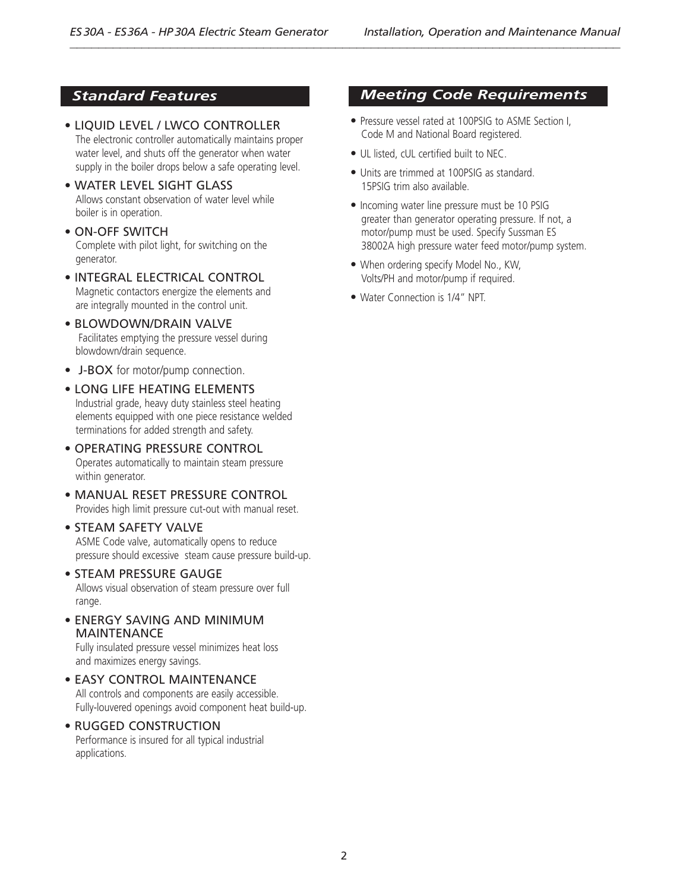## Standard Features

- LIQUID LEVEL / LWCO CONTROLLER
  The electronic controller automatically maintains proper water level, and shuts off the generator when water supply in the boiler drops below a safe operating level.
- WATER LEVEL SIGHT GLASS
  Allows constant observation of water level while boiler is in operation.
- ON-OFF SWITCH
  Complete with pilot light, for switching on the generator.
- INTEGRAL ELECTRICAL CONTROL
  Magnetic contactors energize the elements and are integrally mounted in the control unit.
- BLOWDOWN/DRAIN VALVE
  Facilitates emptying the pressure vessel during blowdown/drain sequence.
- J-BOX for motor/pump connection.
- LONG LIFE HEATING ELEMENTS
  Industrial grade, heavy duty stainless steel heating elements equipped with one piece resistance welded terminations for added strength and safety.
- OPERATING PRESSURE CONTROL
  Operates automatically to maintain steam pressure within generator.
- MANUAL RESET PRESSURE CONTROL
  Provides high limit pressure cut-out with manual reset.
- STEAM SAFETY VALVE
  ASME Code valve, automatically opens to reduce pressure should excessive steam cause pressure build-up.
- STEAM PRESSURE GAUGE
  Allows visual observation of steam pressure over full range.
- ENERGY SAVING AND MINIMUM MAINTENANCE
  Fully insulated pressure vessel minimizes heat loss and maximizes energy savings.
- EASY CONTROL MAINTENANCE
  All controls and components are easily accessible. Fully-louvered openings avoid component heat build-up.
- RUGGED CONSTRUCTION
  Performance is insured for all typical industrial applications.

## Meeting Code Requirements

- Pressure vessel rated at 100PSIG to ASME Section I, Code M and National Board registered.
- UL listed, cUL certified built to NEC.
- Units are trimmed at 100PSIG as standard. 15PSIG trim also available.
- Incoming water line pressure must be 10 PSIG greater than generator operating pressure. If not, a motor/pump must be used. Specify Sussman ES 38002A high pressure water feed motor/pump system.
- When ordering specify Model No., KW, Volts/PH and motor/pump if required.
- Water Connection is 1/4" NPT.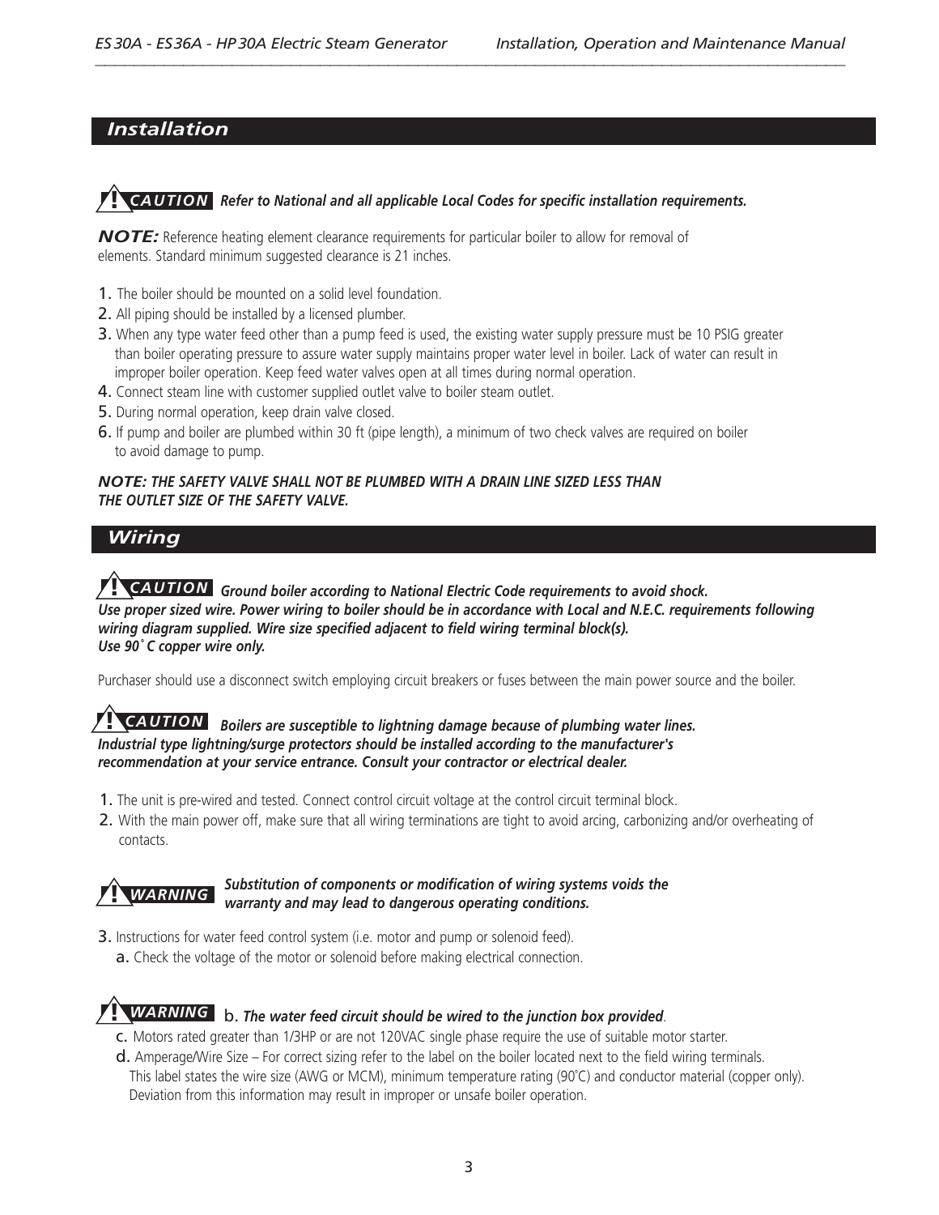## Installation

**⚠ CAUTION** ***Refer to National and all applicable Local Codes for specific installation requirements.***

***NOTE:*** Reference heating element clearance requirements for particular boiler to allow for removal of elements. Standard minimum suggested clearance is 21 inches.

1. The boiler should be mounted on a solid level foundation.
2. All piping should be installed by a licensed plumber.
3. When any type water feed other than a pump feed is used, the existing water supply pressure must be 10 PSIG greater than boiler operating pressure to assure water supply maintains proper water level in boiler. Lack of water can result in improper boiler operation. Keep feed water valves open at all times during normal operation.
4. Connect steam line with customer supplied outlet valve to boiler steam outlet.
5. During normal operation, keep drain valve closed.
6. If pump and boiler are plumbed within 30 ft (pipe length), a minimum of two check valves are required on boiler to avoid damage to pump.

***NOTE: THE SAFETY VALVE SHALL NOT BE PLUMBED WITH A DRAIN LINE SIZED LESS THAN THE OUTLET SIZE OF THE SAFETY VALVE.***

## Wiring

**⚠ CAUTION** ***Ground boiler according to National Electric Code requirements to avoid shock. Use proper sized wire. Power wiring to boiler should be in accordance with Local and N.E.C. requirements following wiring diagram supplied. Wire size specified adjacent to field wiring terminal block(s). Use 90˚ C copper wire only.***

Purchaser should use a disconnect switch employing circuit breakers or fuses between the main power source and the boiler.

**⚠ CAUTION** ***Boilers are susceptible to lightning damage because of plumbing water lines. Industrial type lightning/surge protectors should be installed according to the manufacturer's recommendation at your service entrance. Consult your contractor or electrical dealer.***

1. The unit is pre-wired and tested. Connect control circuit voltage at the control circuit terminal block.
2. With the main power off, make sure that all wiring terminations are tight to avoid arcing, carbonizing and/or overheating of contacts.

**⚠ WARNING** ***Substitution of components or modification of wiring systems voids the warranty and may lead to dangerous operating conditions.***

3. Instructions for water feed control system (i.e. motor and pump or solenoid feed).
   a. Check the voltage of the motor or solenoid before making electrical connection.

   **⚠ WARNING** b. ***The water feed circuit should be wired to the junction box provided***.

   c. Motors rated greater than 1/3HP or are not 120VAC single phase require the use of suitable motor starter.
   d. Amperage/Wire Size – For correct sizing refer to the label on the boiler located next to the field wiring terminals. This label states the wire size (AWG or MCM), minimum temperature rating (90˚C) and conductor material (copper only). Deviation from this information may result in improper or unsafe boiler operation.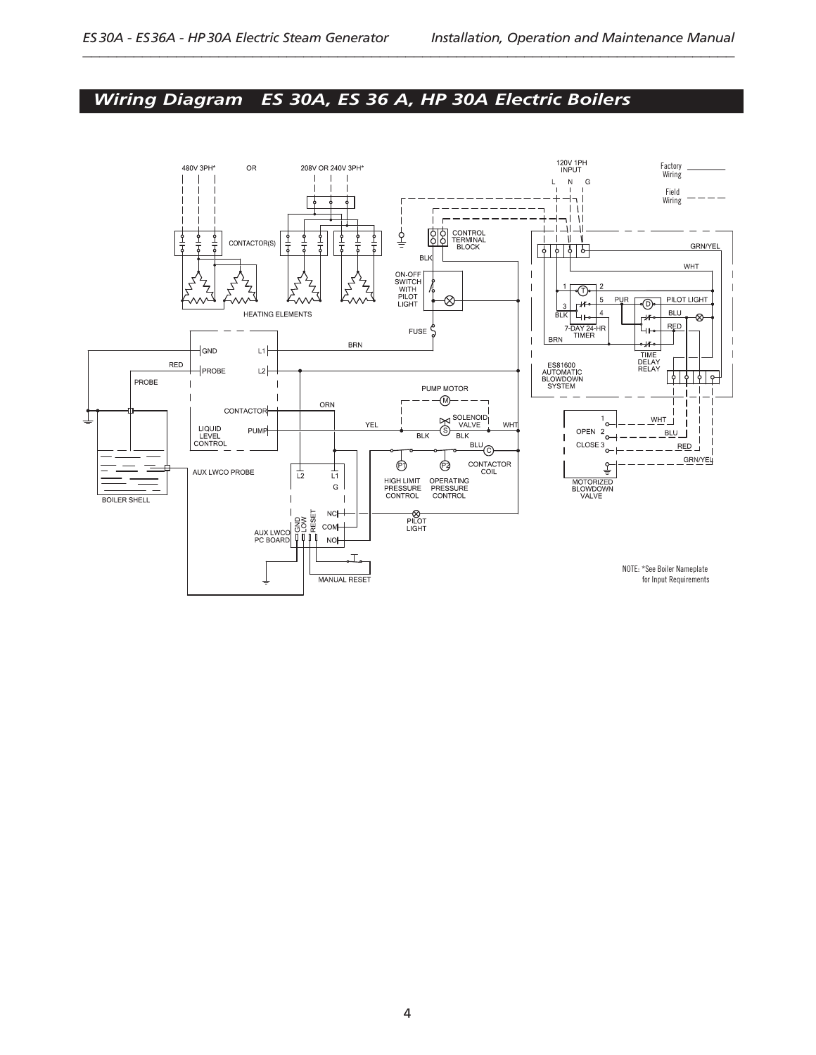## Wiring Diagram ES 30A, ES 36 A, HP 30A Electric Boilers

480V 3PH*
OR
208V OR 240V 3PH*
CONTACTOR(S)
HEATING ELEMENTS
CONTROL TERMINAL BLOCK
BLK
ON-OFF SWITCH WITH PILOT LIGHT
FUSE
120V 1PH INPUT
L N G
Factory Wiring
Field Wiring
GRN/YEL
WHT
1 2
3 5 PUR PILOT LIGHT
BLK 4 BLU
7-DAY 24-HR TIMER
RED
BRN
TIME DELAY RELAY
ES81600 AUTOMATIC BLOWDOWN SYSTEM
GND L1
BRN
RED
PROBE L2
PROBE
CONTACTOR
LIQUID LEVEL CONTROL
PUMP
PUMP MOTOR
ORN
SOLENOID VALVE
YEL
WHT
BLK BLK
BLU
CONTACTOR COIL
HIGH LIMIT PRESSURE CONTROL
OPERATING PRESSURE CONTROL
1 WHT
OPEN 2 BLU
CLOSE 3 RED
GRN/YEL
MOTORIZED BLOWDOWN VALVE
AUX LWCO PROBE
L2 L1
G
BOILER SHELL
NC
COM
NO
GND LOW RESET
AUX LWCO PC BOARD
PILOT LIGHT
MANUAL RESET

NOTE: *See Boiler Nameplate for Input Requirements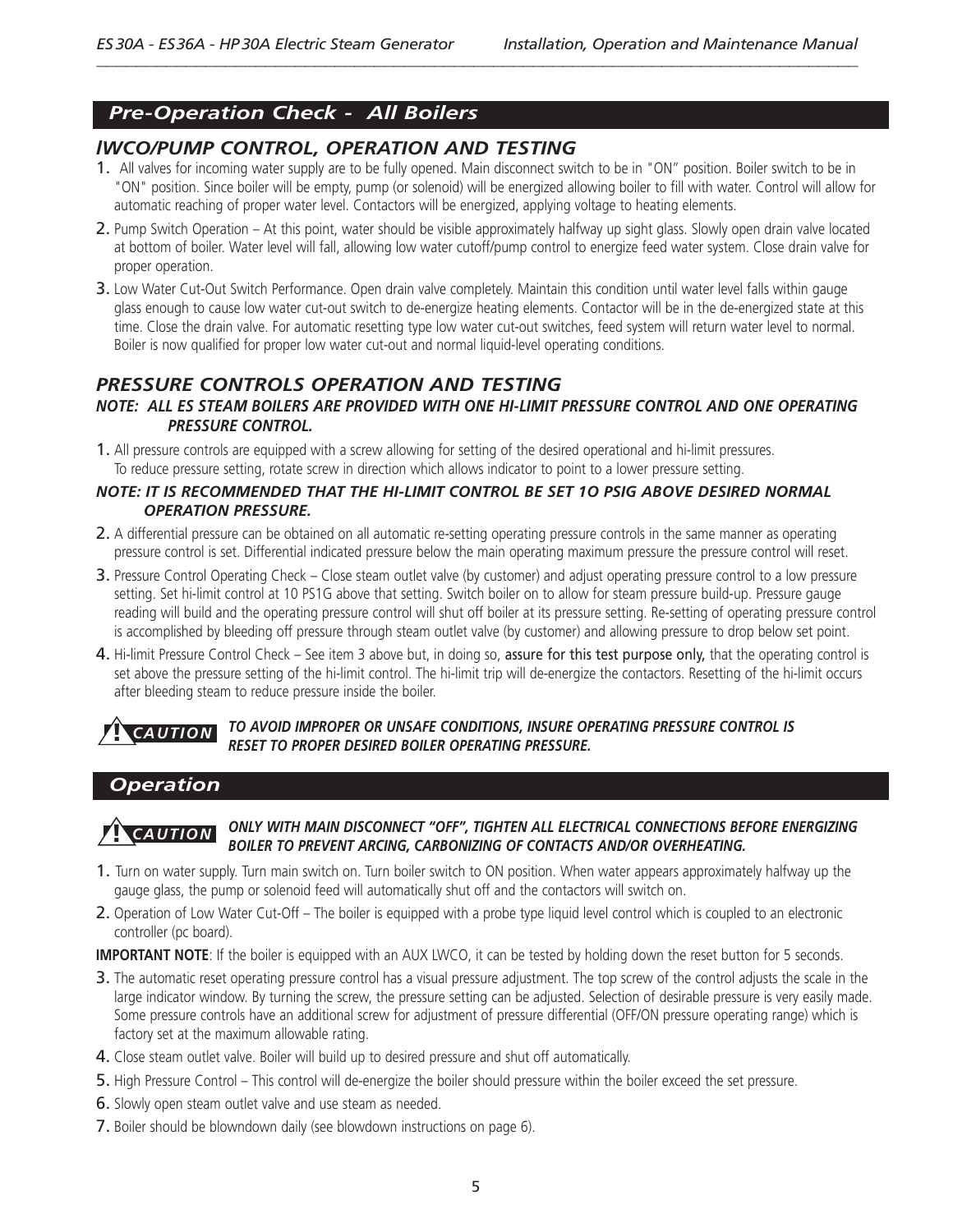## *Pre-Operation Check - All Boilers*

### *lWCO/PUMP CONTROL, OPERATION AND TESTING*

1. All valves for incoming water supply are to be fully opened. Main disconnect switch to be in "ON" position. Boiler switch to be in "ON" position. Since boiler will be empty, pump (or solenoid) will be energized allowing boiler to fill with water. Control will allow for automatic reaching of proper water level. Contactors will be energized, applying voltage to heating elements.
2. Pump Switch Operation – At this point, water should be visible approximately halfway up sight glass. Slowly open drain valve located at bottom of boiler. Water level will fall, allowing low water cutoff/pump control to energize feed water system. Close drain valve for proper operation.
3. Low Water Cut-Out Switch Performance. Open drain valve completely. Maintain this condition until water level falls within gauge glass enough to cause low water cut-out switch to de-energize heating elements. Contactor will be in the de-energized state at this time. Close the drain valve. For automatic resetting type low water cut-out switches, feed system will return water level to normal. Boiler is now qualified for proper low water cut-out and normal liquid-level operating conditions.

### *PRESSURE CONTROLS OPERATION AND TESTING*

***NOTE: ALL ES STEAM BOILERS ARE PROVIDED WITH ONE HI-LIMIT PRESSURE CONTROL AND ONE OPERATING PRESSURE CONTROL.***

1. All pressure controls are equipped with a screw allowing for setting of the desired operational and hi-limit pressures. To reduce pressure setting, rotate screw in direction which allows indicator to point to a lower pressure setting.

***NOTE: IT IS RECOMMENDED THAT THE HI-LIMIT CONTROL BE SET 1O PSIG ABOVE DESIRED NORMAL OPERATION PRESSURE.***

2. A differential pressure can be obtained on all automatic re-setting operating pressure controls in the same manner as operating pressure control is set. Differential indicated pressure below the main operating maximum pressure the pressure control will reset.
3. Pressure Control Operating Check – Close steam outlet valve (by customer) and adjust operating pressure control to a low pressure setting. Set hi-limit control at 10 PS1G above that setting. Switch boiler on to allow for steam pressure build-up. Pressure gauge reading will build and the operating pressure control will shut off boiler at its pressure setting. Re-setting of operating pressure control is accomplished by bleeding off pressure through steam outlet valve (by customer) and allowing pressure to drop below set point.
4. Hi-limit Pressure Control Check – See item 3 above but, in doing so, assure for this test purpose only, that the operating control is set above the pressure setting of the hi-limit control. The hi-limit trip will de-energize the contactors. Resetting of the hi-limit occurs after bleeding steam to reduce pressure inside the boiler.

**CAUTION** ***TO AVOID IMPROPER OR UNSAFE CONDITIONS, INSURE OPERATING PRESSURE CONTROL IS RESET TO PROPER DESIRED BOILER OPERATING PRESSURE.***

## *Operation*

**CAUTION** ***ONLY WITH MAIN DISCONNECT "OFF", TIGHTEN ALL ELECTRICAL CONNECTIONS BEFORE ENERGIZING BOILER TO PREVENT ARCING, CARBONIZING OF CONTACTS AND/OR OVERHEATING.***

1. Turn on water supply. Turn main switch on. Turn boiler switch to ON position. When water appears approximately halfway up the gauge glass, the pump or solenoid feed will automatically shut off and the contactors will switch on.
2. Operation of Low Water Cut-Off – The boiler is equipped with a probe type liquid level control which is coupled to an electronic controller (pc board).

**IMPORTANT NOTE**: If the boiler is equipped with an AUX LWCO, it can be tested by holding down the reset button for 5 seconds.

3. The automatic reset operating pressure control has a visual pressure adjustment. The top screw of the control adjusts the scale in the large indicator window. By turning the screw, the pressure setting can be adjusted. Selection of desirable pressure is very easily made. Some pressure controls have an additional screw for adjustment of pressure differential (OFF/ON pressure operating range) which is factory set at the maximum allowable rating.
4. Close steam outlet valve. Boiler will build up to desired pressure and shut off automatically.
5. High Pressure Control – This control will de-energize the boiler should pressure within the boiler exceed the set pressure.
6. Slowly open steam outlet valve and use steam as needed.
7. Boiler should be blowndown daily (see blowdown instructions on page 6).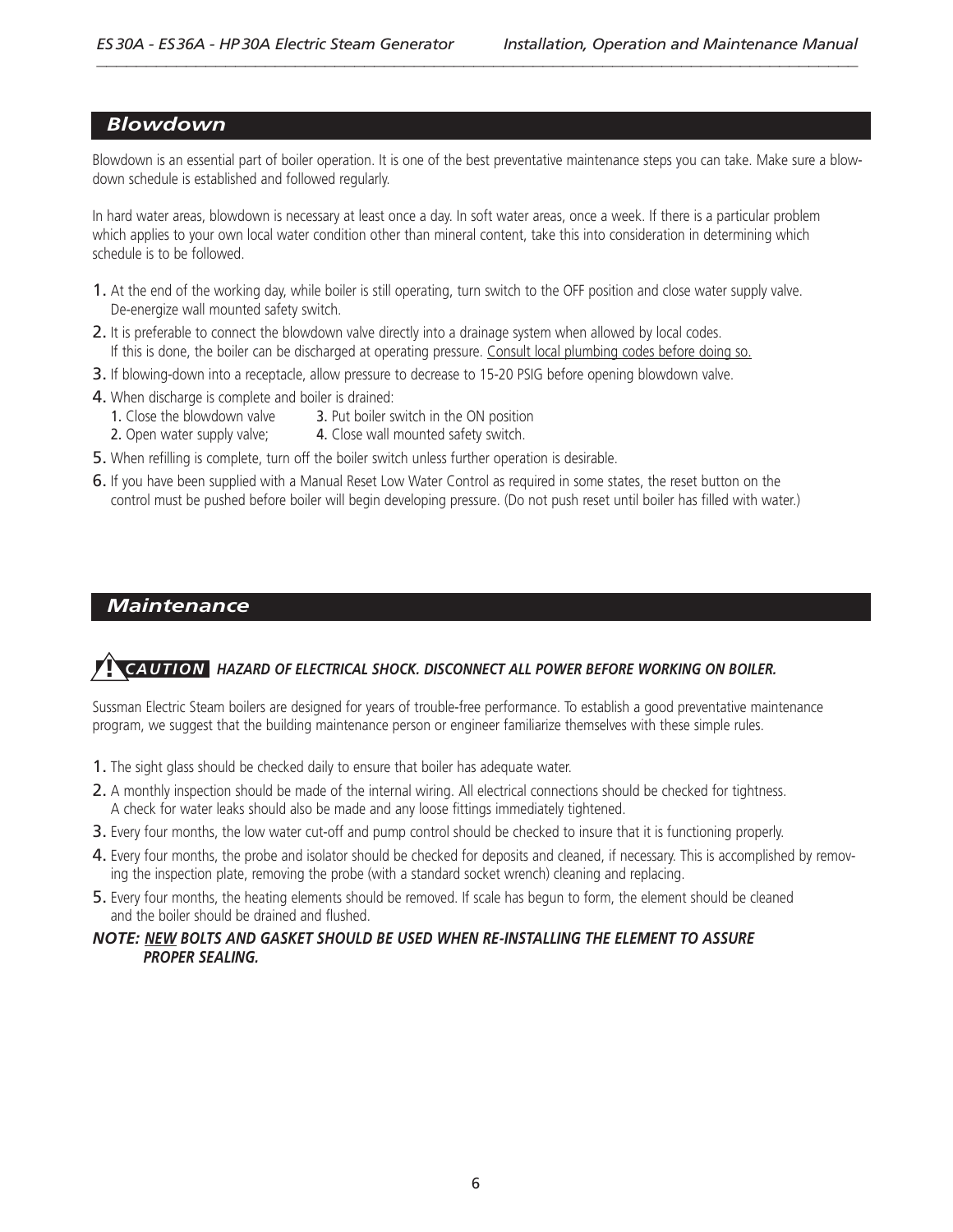## Blowdown

Blowdown is an essential part of boiler operation. It is one of the best preventative maintenance steps you can take. Make sure a blow-down schedule is established and followed regularly.

In hard water areas, blowdown is necessary at least once a day. In soft water areas, once a week. If there is a particular problem which applies to your own local water condition other than mineral content, take this into consideration in determining which schedule is to be followed.

1. At the end of the working day, while boiler is still operating, turn switch to the OFF position and close water supply valve. De-energize wall mounted safety switch.
2. It is preferable to connect the blowdown valve directly into a drainage system when allowed by local codes. If this is done, the boiler can be discharged at operating pressure. Consult local plumbing codes before doing so.
3. If blowing-down into a receptacle, allow pressure to decrease to 15-20 PSIG before opening blowdown valve.
4. When discharge is complete and boiler is drained:
   1. Close the blowdown valve
   2. Open water supply valve;
   3. Put boiler switch in the ON position
   4. Close wall mounted safety switch.
5. When refilling is complete, turn off the boiler switch unless further operation is desirable.
6. If you have been supplied with a Manual Reset Low Water Control as required in some states, the reset button on the control must be pushed before boiler will begin developing pressure. (Do not push reset until boiler has filled with water.)

## Maintenance

**! CAUTION** ***HAZARD OF ELECTRICAL SHOCK. DISCONNECT ALL POWER BEFORE WORKING ON BOILER.***

Sussman Electric Steam boilers are designed for years of trouble-free performance. To establish a good preventative maintenance program, we suggest that the building maintenance person or engineer familiarize themselves with these simple rules.

1. The sight glass should be checked daily to ensure that boiler has adequate water.
2. A monthly inspection should be made of the internal wiring. All electrical connections should be checked for tightness. A check for water leaks should also be made and any loose fittings immediately tightened.
3. Every four months, the low water cut-off and pump control should be checked to insure that it is functioning properly.
4. Every four months, the probe and isolator should be checked for deposits and cleaned, if necessary. This is accomplished by removing the inspection plate, removing the probe (with a standard socket wrench) cleaning and replacing.
5. Every four months, the heating elements should be removed. If scale has begun to form, the element should be cleaned and the boiler should be drained and flushed.

***NOTE: NEW BOLTS AND GASKET SHOULD BE USED WHEN RE-INSTALLING THE ELEMENT TO ASSURE PROPER SEALING.***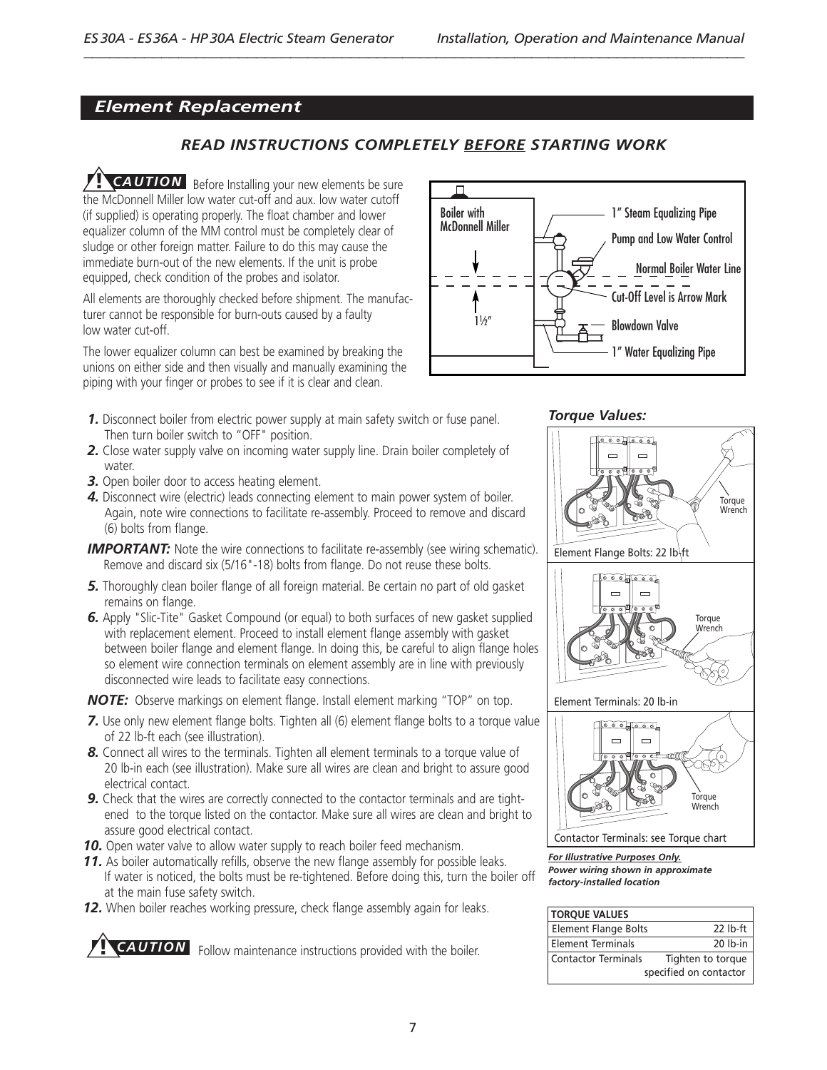## Element Replacement

### READ INSTRUCTIONS COMPLETELY BEFORE STARTING WORK

**! CAUTION** Before Installing your new elements be sure the McDonnell Miller low water cut-off and aux. low water cutoff (if supplied) is operating properly. The float chamber and lower equalizer column of the MM control must be completely clear of sludge or other foreign matter. Failure to do this may cause the immediate burn-out of the new elements. If the unit is probe equipped, check condition of the probes and isolator.

All elements are thoroughly checked before shipment. The manufacturer cannot be responsible for burn-outs caused by a faulty low water cut-off.

The lower equalizer column can best be examined by breaking the unions on either side and then visually and manually examining the piping with your finger or probes to see if it is clear and clean.

Boiler with McDonnell Miller
1" Steam Equalizing Pipe
Pump and Low Water Control
Normal Boiler Water Line
Cut-Off Level is Arrow Mark
1½"
Blowdown Valve
1" Water Equalizing Pipe

1. Disconnect boiler from electric power supply at main safety switch or fuse panel. Then turn boiler switch to "OFF" position.
2. Close water supply valve on incoming water supply line. Drain boiler completely of water.
3. Open boiler door to access heating element.
4. Disconnect wire (electric) leads connecting element to main power system of boiler. Again, note wire connections to facilitate re-assembly. Proceed to remove and discard (6) bolts from flange.

***IMPORTANT:*** Note the wire connections to facilitate re-assembly (see wiring schematic). Remove and discard six (5/16"-18) bolts from flange. Do not reuse these bolts.

5. Thoroughly clean boiler flange of all foreign material. Be certain no part of old gasket remains on flange.
6. Apply "Slic-Tite" Gasket Compound (or equal) to both surfaces of new gasket supplied with replacement element. Proceed to install element flange assembly with gasket between boiler flange and element flange. In doing this, be careful to align flange holes so element wire connection terminals on element assembly are in line with previously disconnected wire leads to facilitate easy connections.

***NOTE:*** Observe markings on element flange. Install element marking "TOP" on top.

7. Use only new element flange bolts. Tighten all (6) element flange bolts to a torque value of 22 lb-ft each (see illustration).
8. Connect all wires to the terminals. Tighten all element terminals to a torque value of 20 lb-in each (see illustration). Make sure all wires are clean and bright to assure good electrical contact.
9. Check that the wires are correctly connected to the contactor terminals and are tightened to the torque listed on the contactor. Make sure all wires are clean and bright to assure good electrical contact.
10. Open water valve to allow water supply to reach boiler feed mechanism.
11. As boiler automatically refills, observe the new flange assembly for possible leaks. If water is noticed, the bolts must be re-tightened. Before doing this, turn the boiler off at the main fuse safety switch.
12. When boiler reaches working pressure, check flange assembly again for leaks.

**! CAUTION** Follow maintenance instructions provided with the boiler.

### *Torque Values:*

Torque Wrench
Element Flange Bolts: 22 lb-ft

Torque Wrench
Element Terminals: 20 lb-in

Torque Wrench
Contactor Terminals: see Torque chart

***For Illustrative Purposes Only. Power wiring shown in approximate factory-installed location***

| TORQUE VALUES | |
|---|---|
| Element Flange Bolts | 22 lb-ft |
| Element Terminals | 20 lb-in |
| Contactor Terminals | Tighten to torque specified on contactor |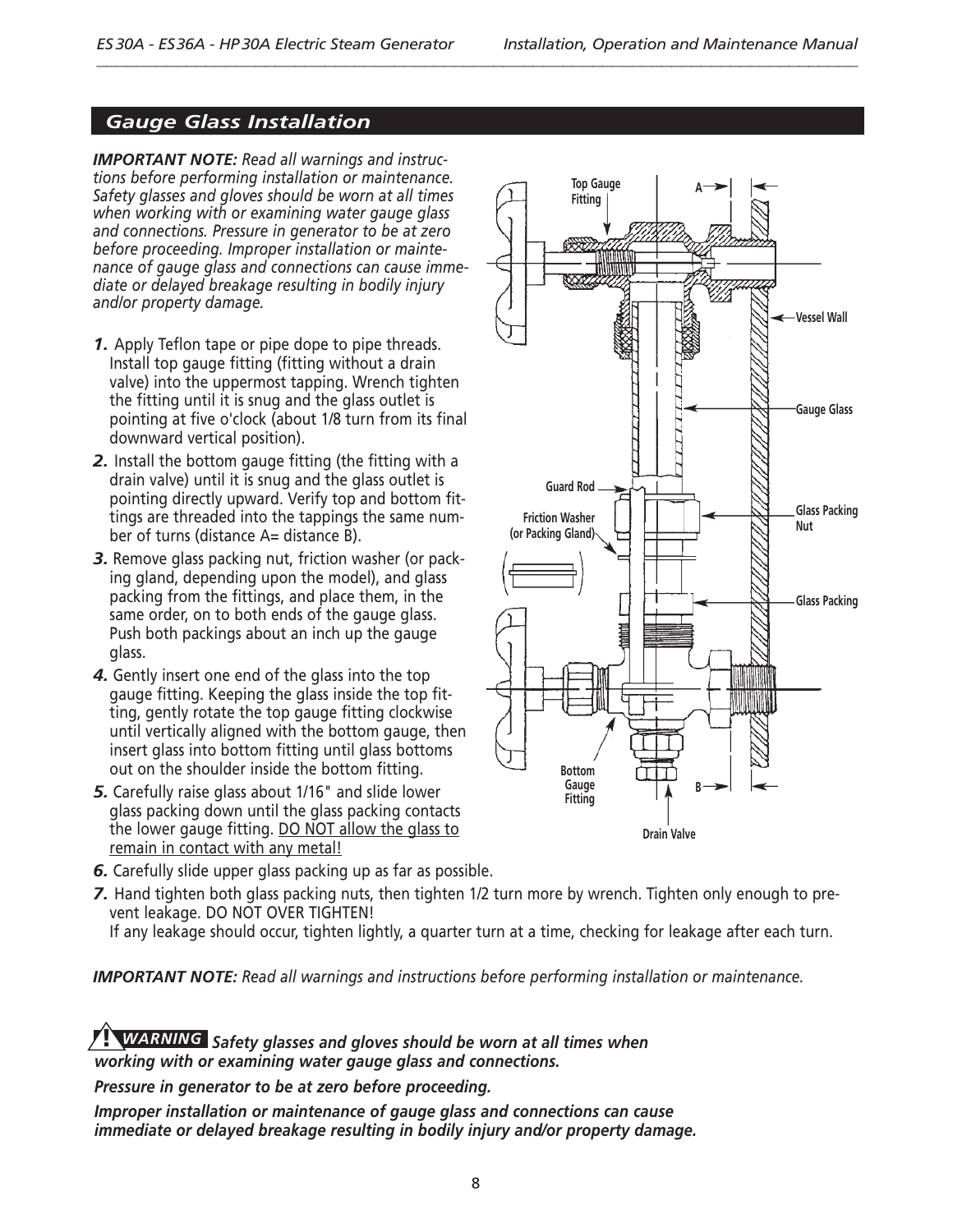## Gauge Glass Installation

***IMPORTANT NOTE:*** *Read all warnings and instructions before performing installation or maintenance. Safety glasses and gloves should be worn at all times when working with or examining water gauge glass and connections. Pressure in generator to be at zero before proceeding. Improper installation or maintenance of gauge glass and connections can cause immediate or delayed breakage resulting in bodily injury and/or property damage.*

Top Gauge Fitting
A
Vessel Wall
Gauge Glass
Guard Rod
Friction Washer (or Packing Gland)
Glass Packing Nut
Glass Packing
Bottom Gauge Fitting
B
Drain Valve

***1.*** Apply Teflon tape or pipe dope to pipe threads. Install top gauge fitting (fitting without a drain valve) into the uppermost tapping. Wrench tighten the fitting until it is snug and the glass outlet is pointing at five o'clock (about 1/8 turn from its final downward vertical position).

***2.*** Install the bottom gauge fitting (the fitting with a drain valve) until it is snug and the glass outlet is pointing directly upward. Verify top and bottom fittings are threaded into the tappings the same number of turns (distance A= distance B).

***3.*** Remove glass packing nut, friction washer (or packing gland, depending upon the model), and glass packing from the fittings, and place them, in the same order, on to both ends of the gauge glass. Push both packings about an inch up the gauge glass.

***4.*** Gently insert one end of the glass into the top gauge fitting. Keeping the glass inside the top fitting, gently rotate the top gauge fitting clockwise until vertically aligned with the bottom gauge, then insert glass into bottom fitting until glass bottoms out on the shoulder inside the bottom fitting.

***5.*** Carefully raise glass about 1/16" and slide lower glass packing down until the glass packing contacts the lower gauge fitting. <u>DO NOT allow the glass to remain in contact with any metal!</u>

***6.*** Carefully slide upper glass packing up as far as possible.

***7.*** Hand tighten both glass packing nuts, then tighten 1/2 turn more by wrench. Tighten only enough to prevent leakage. DO NOT OVER TIGHTEN!
If any leakage should occur, tighten lightly, a quarter turn at a time, checking for leakage after each turn.

***IMPORTANT NOTE:*** *Read all warnings and instructions before performing installation or maintenance.*

***WARNING*** ***Safety glasses and gloves should be worn at all times when working with or examining water gauge glass and connections.***

***Pressure in generator to be at zero before proceeding.***

***Improper installation or maintenance of gauge glass and connections can cause immediate or delayed breakage resulting in bodily injury and/or property damage.***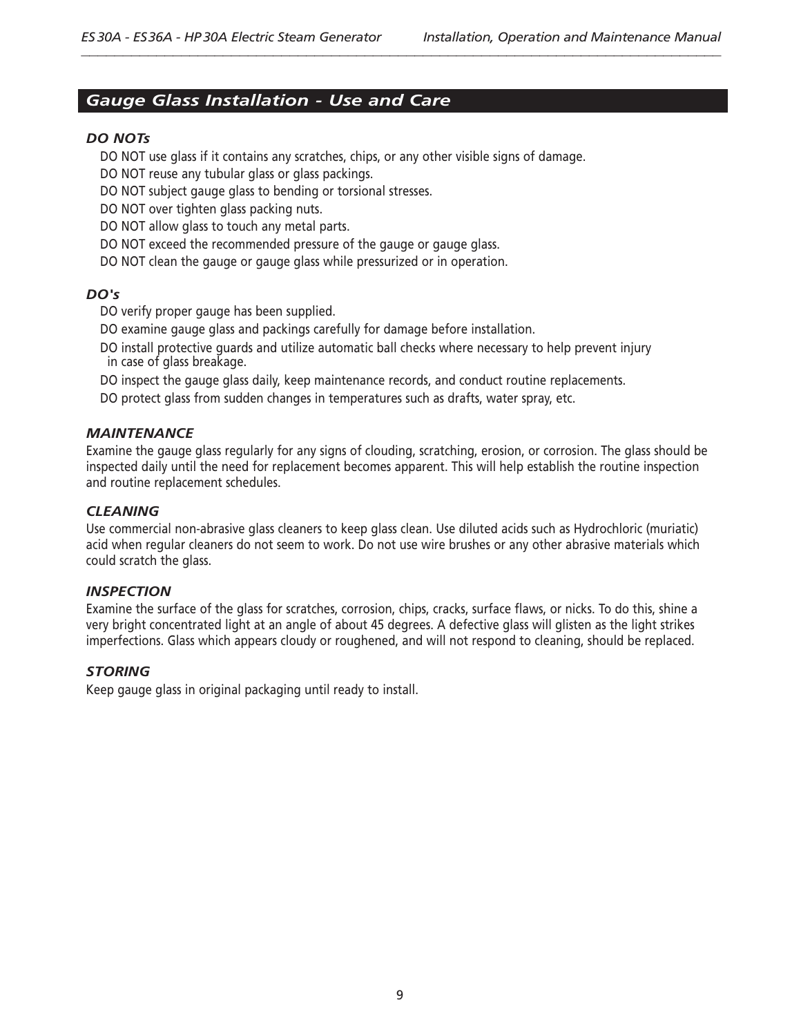## Gauge Glass Installation - Use and Care

### *DO NOTs*

DO NOT use glass if it contains any scratches, chips, or any other visible signs of damage.

DO NOT reuse any tubular glass or glass packings.

DO NOT subject gauge glass to bending or torsional stresses.

DO NOT over tighten glass packing nuts.

DO NOT allow glass to touch any metal parts.

DO NOT exceed the recommended pressure of the gauge or gauge glass.

DO NOT clean the gauge or gauge glass while pressurized or in operation.

### *DO's*

DO verify proper gauge has been supplied.

DO examine gauge glass and packings carefully for damage before installation.

DO install protective guards and utilize automatic ball checks where necessary to help prevent injury in case of glass breakage.

DO inspect the gauge glass daily, keep maintenance records, and conduct routine replacements.

DO protect glass from sudden changes in temperatures such as drafts, water spray, etc.

### *MAINTENANCE*

Examine the gauge glass regularly for any signs of clouding, scratching, erosion, or corrosion. The glass should be inspected daily until the need for replacement becomes apparent. This will help establish the routine inspection and routine replacement schedules.

### *CLEANING*

Use commercial non-abrasive glass cleaners to keep glass clean. Use diluted acids such as Hydrochloric (muriatic) acid when regular cleaners do not seem to work. Do not use wire brushes or any other abrasive materials which could scratch the glass.

### *INSPECTION*

Examine the surface of the glass for scratches, corrosion, chips, cracks, surface flaws, or nicks. To do this, shine a very bright concentrated light at an angle of about 45 degrees. A defective glass will glisten as the light strikes imperfections. Glass which appears cloudy or roughened, and will not respond to cleaning, should be replaced.

### *STORING*

Keep gauge glass in original packaging until ready to install.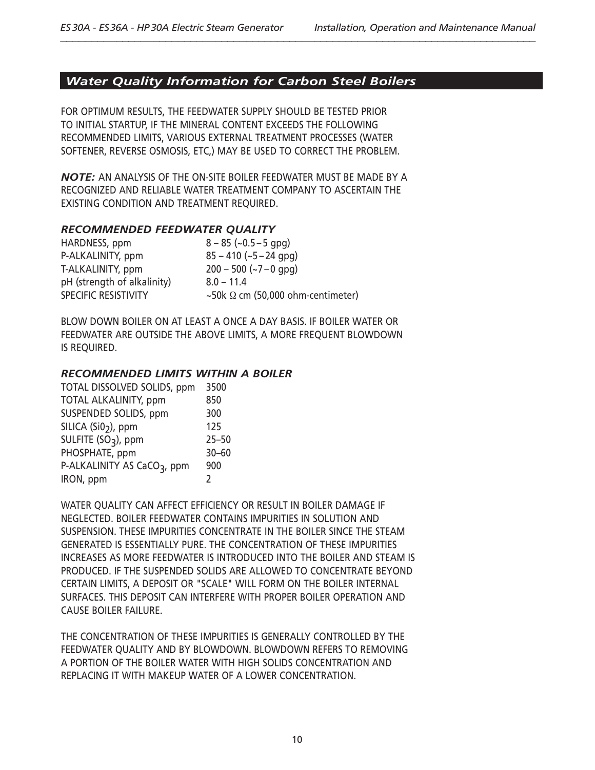## *Water Quality Information for Carbon Steel Boilers*

FOR OPTIMUM RESULTS, THE FEEDWATER SUPPLY SHOULD BE TESTED PRIOR TO INITIAL STARTUP, IF THE MINERAL CONTENT EXCEEDS THE FOLLOWING RECOMMENDED LIMITS, VARIOUS EXTERNAL TREATMENT PROCESSES (WATER SOFTENER, REVERSE OSMOSIS, ETC,) MAY BE USED TO CORRECT THE PROBLEM.

***NOTE:*** AN ANALYSIS OF THE ON-SITE BOILER FEEDWATER MUST BE MADE BY A RECOGNIZED AND RELIABLE WATER TREATMENT COMPANY TO ASCERTAIN THE EXISTING CONDITION AND TREATMENT REQUIRED.

### *RECOMMENDED FEEDWATER QUALITY*

| | |
|---|---|
| HARDNESS, ppm | 8 – 85 (~0.5 – 5 gpg) |
| P-ALKALINITY, ppm | 85 – 410 (~5 – 24 gpg) |
| T-ALKALINITY, ppm | 200 – 500 (~7 – 0 gpg) |
| pH (strength of alkalinity) | 8.0 – 11.4 |
| SPECIFIC RESISTIVITY | ~50k Ω cm (50,000 ohm-centimeter) |

BLOW DOWN BOILER ON AT LEAST A ONCE A DAY BASIS. IF BOILER WATER OR FEEDWATER ARE OUTSIDE THE ABOVE LIMITS, A MORE FREQUENT BLOWDOWN IS REQUIRED.

### *RECOMMENDED LIMITS WITHIN A BOILER*

| | |
|---|---|
| TOTAL DISSOLVED SOLIDS, ppm | 3500 |
| TOTAL ALKALINITY, ppm | 850 |
| SUSPENDED SOLIDS, ppm | 300 |
| SILICA ($Si0_2$), ppm | 125 |
| SULFITE ($SO_3$), ppm | 25–50 |
| PHOSPHATE, ppm | 30–60 |
| P-ALKALINITY AS $CaCO_3$, ppm | 900 |
| IRON, ppm | 2 |

WATER QUALITY CAN AFFECT EFFICIENCY OR RESULT IN BOILER DAMAGE IF NEGLECTED. BOILER FEEDWATER CONTAINS IMPURITIES IN SOLUTION AND SUSPENSION. THESE IMPURITIES CONCENTRATE IN THE BOILER SINCE THE STEAM GENERATED IS ESSENTIALLY PURE. THE CONCENTRATION OF THESE IMPURITIES INCREASES AS MORE FEEDWATER IS INTRODUCED INTO THE BOILER AND STEAM IS PRODUCED. IF THE SUSPENDED SOLIDS ARE ALLOWED TO CONCENTRATE BEYOND CERTAIN LIMITS, A DEPOSIT OR "SCALE" WILL FORM ON THE BOILER INTERNAL SURFACES. THIS DEPOSIT CAN INTERFERE WITH PROPER BOILER OPERATION AND CAUSE BOILER FAILURE.

THE CONCENTRATION OF THESE IMPURITIES IS GENERALLY CONTROLLED BY THE FEEDWATER QUALITY AND BY BLOWDOWN. BLOWDOWN REFERS TO REMOVING A PORTION OF THE BOILER WATER WITH HIGH SOLIDS CONCENTRATION AND REPLACING IT WITH MAKEUP WATER OF A LOWER CONCENTRATION.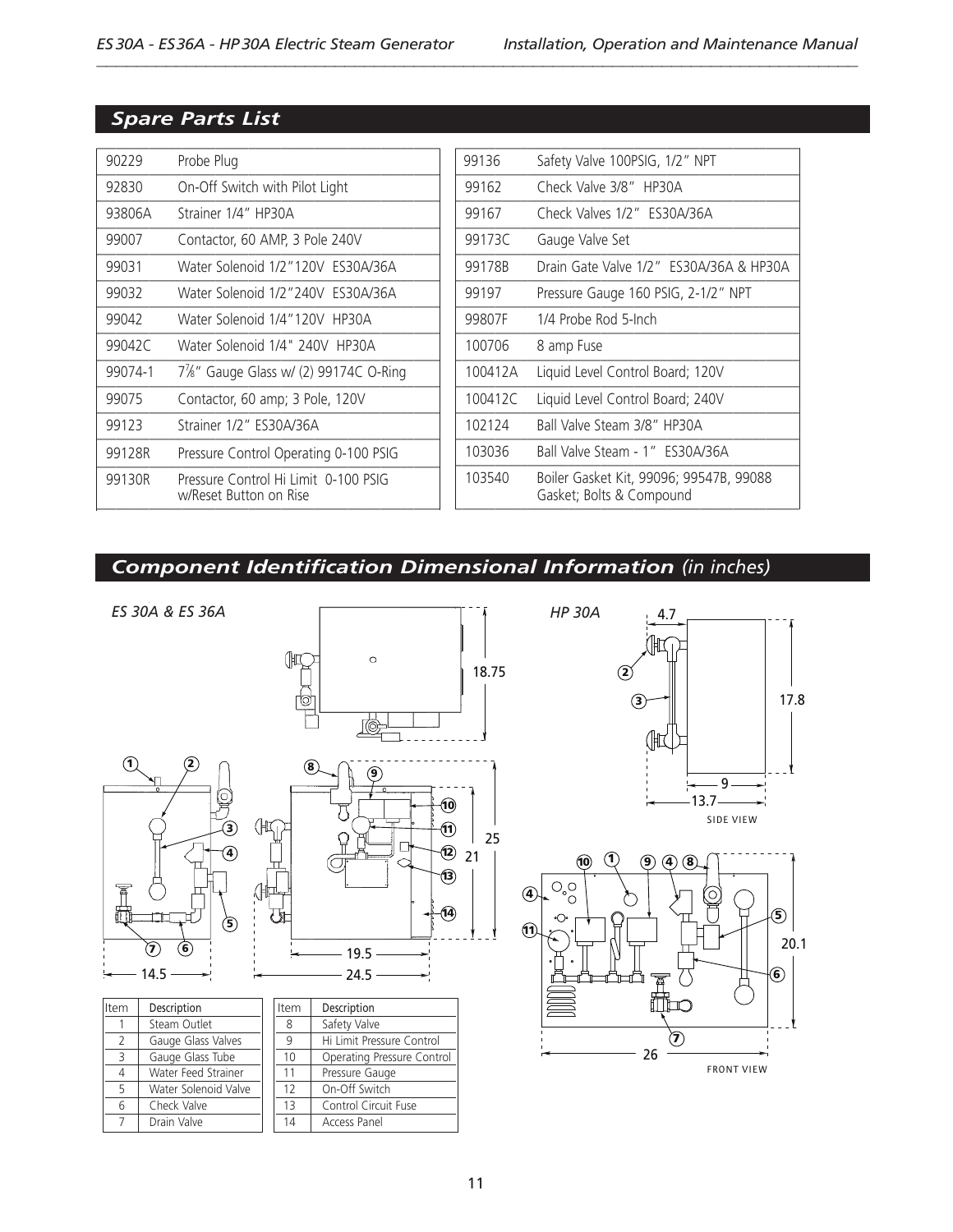## Spare Parts List

| | |
|---|---|
| 90229 | Probe Plug |
| 92830 | On-Off Switch with Pilot Light |
| 93806A | Strainer 1/4” HP30A |
| 99007 | Contactor, 60 AMP, 3 Pole 240V |
| 99031 | Water Solenoid 1/2”120V ES30A/36A |
| 99032 | Water Solenoid 1/2”240V ES30A/36A |
| 99042 | Water Solenoid 1/4”120V HP30A |
| 99042C | Water Solenoid 1/4" 240V HP30A |
| 99074-1 | 7⅞” Gauge Glass w/ (2) 99174C O-Ring |
| 99075 | Contactor, 60 amp; 3 Pole, 120V |
| 99123 | Strainer 1/2” ES30A/36A |
| 99128R | Pressure Control Operating 0-100 PSIG |
| 99130R | Pressure Control Hi Limit 0-100 PSIG w/Reset Button on Rise |
| 99136 | Safety Valve 100PSIG, 1/2” NPT |
| 99162 | Check Valve 3/8” HP30A |
| 99167 | Check Valves 1/2” ES30A/36A |
| 99173C | Gauge Valve Set |
| 99178B | Drain Gate Valve 1/2” ES30A/36A & HP30A |
| 99197 | Pressure Gauge 160 PSIG, 2-1/2” NPT |
| 99807F | 1/4 Probe Rod 5-Inch |
| 100706 | 8 amp Fuse |
| 100412A | Liquid Level Control Board; 120V |
| 100412C | Liquid Level Control Board; 240V |
| 102124 | Ball Valve Steam 3/8” HP30A |
| 103036 | Ball Valve Steam - 1” ES30A/36A |
| 103540 | Boiler Gasket Kit, 99096; 99547B, 99088 Gasket; Bolts & Compound |

## Component Identification Dimensional Information *(in inches)*

ES 30A & ES 36A

18.75

25

21

19.5

24.5

14.5

HP 30A

4.7

17.8

9

13.7

SIDE VIEW

20.1

26

FRONT VIEW

| Item | Description |
|---|---|
| 1 | Steam Outlet |
| 2 | Gauge Glass Valves |
| 3 | Gauge Glass Tube |
| 4 | Water Feed Strainer |
| 5 | Water Solenoid Valve |
| 6 | Check Valve |
| 7 | Drain Valve |
| 8 | Safety Valve |
| 9 | Hi Limit Pressure Control |
| 10 | Operating Pressure Control |
| 11 | Pressure Gauge |
| 12 | On-Off Switch |
| 13 | Control Circuit Fuse |
| 14 | Access Panel |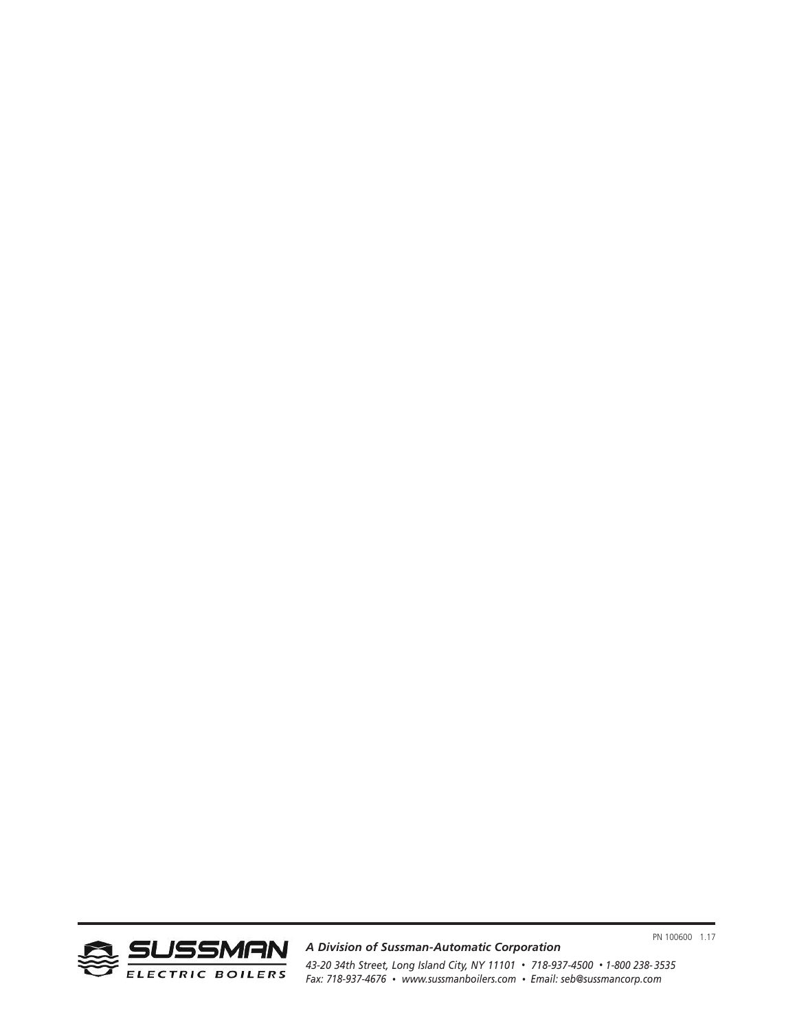PN 100600 1.17

SUSSMAN ELECTRIC BOILERS

***A Division of Sussman-Automatic Corporation***

*43-20 34th Street, Long Island City, NY 11101 • 718-937-4500 • 1-800 238-3535*
*Fax: 718-937-4676 • www.sussmanboilers.com • Email: seb@sussmancorp.com*